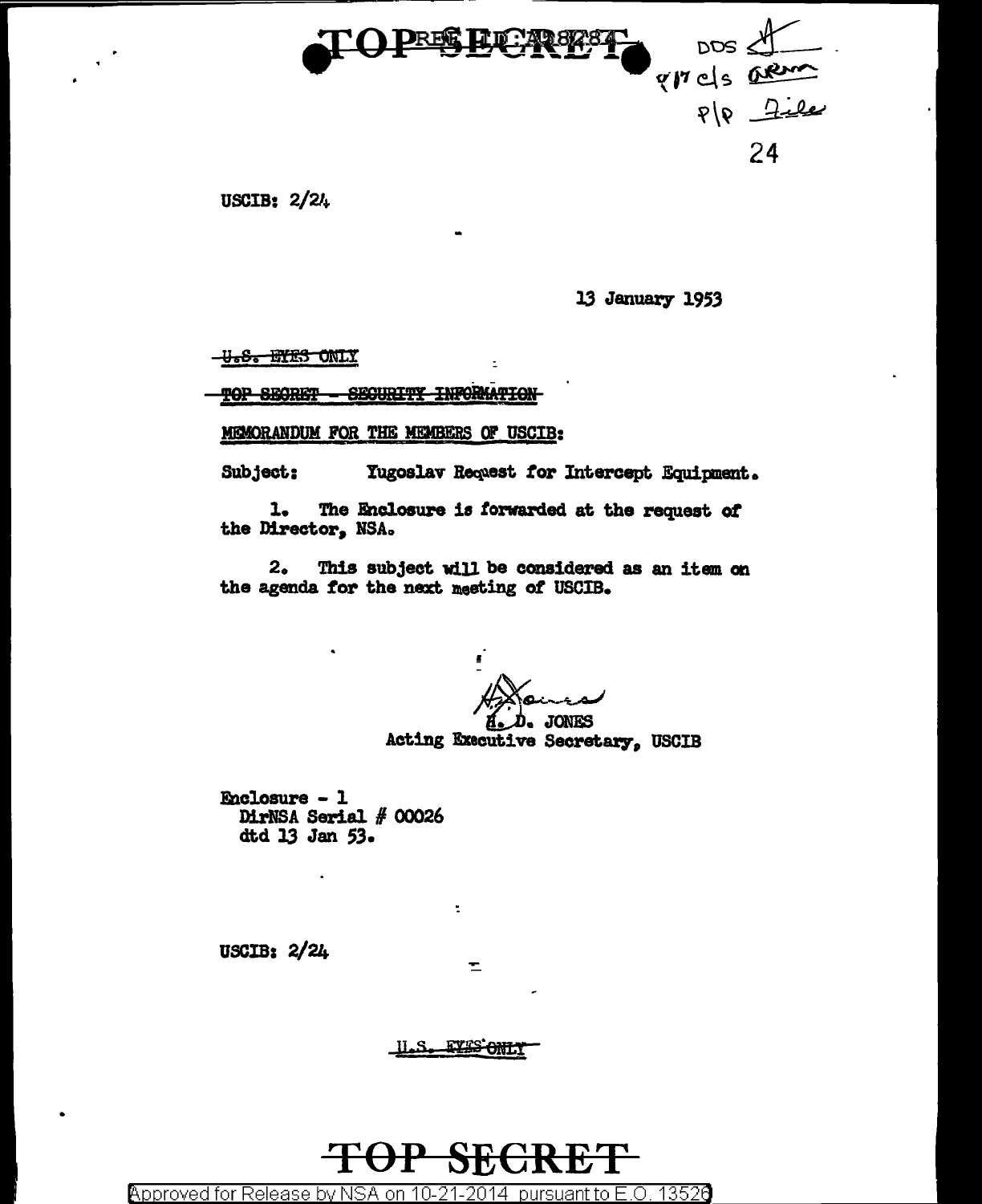TOP SECRET REF ID:A398784

DDS
#17 c/s ARM
P/P File

24

USCIB: 2/24

13 January 1953

~~U.S. EYES ONLY~~

~~TOP SECRET - SECURITY INFORMATION~~

MEMORANDUM FOR THE MEMBERS OF USCIB:

Subject: Yugoslav Request for Intercept Equipment.

1. The Enclosure is forwarded at the request of the Director, NSA.

2. This subject will be considered as an item on the agenda for the next meeting of USCIB.

H. D. JONES
Acting Executive Secretary, USCIB

Enclosure - 1
DirNSA Serial # 00026
dtd 13 Jan 53.

USCIB: 2/24

~~U.S. EYES ONLY~~

TOP SECRET

Approved for Release by NSA on 10-21-2014 pursuant to E.O. 13526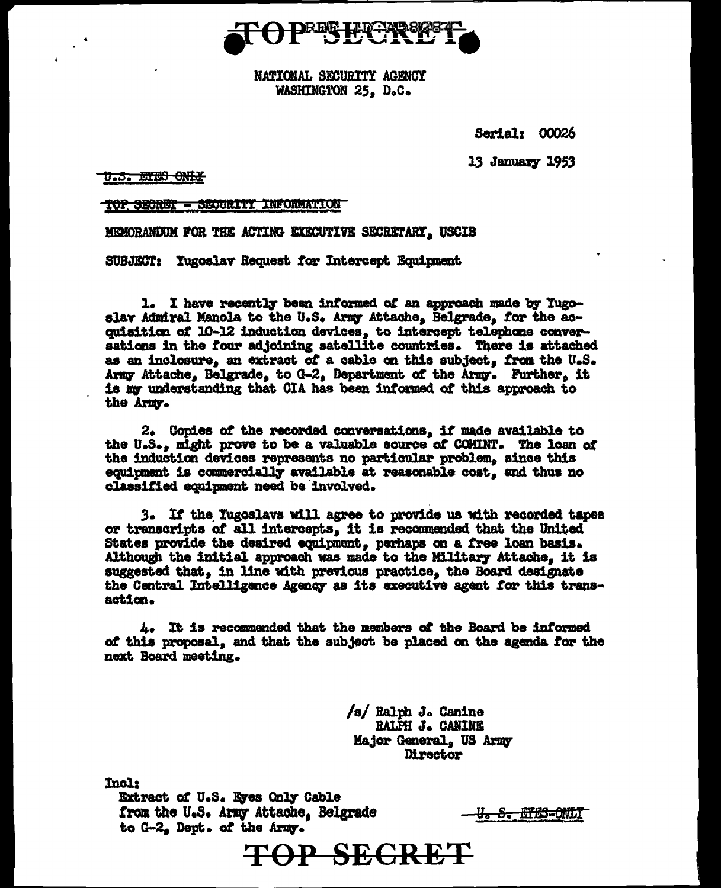TOP SECRET

REF ID:A58784

NATIONAL SECURITY AGENCY
WASHINGTON 25, D.C.

Serial: 00026

13 January 1953

~~U.S. EYES ONLY~~

~~TOP SECRET - SECURITY INFORMATION~~

MEMORANDUM FOR THE ACTING EXECUTIVE SECRETARY, USCIB

SUBJECT: Yugoslav Request for Intercept Equipment

1. I have recently been informed of an approach made by Yugoslav Admiral Manola to the U.S. Army Attache, Belgrade, for the acquisition of 10-12 induction devices, to intercept telephone conversations in the four adjoining satellite countries. There is attached as an inclosure, an extract of a cable on this subject, from the U.S. Army Attache, Belgrade, to G-2, Department of the Army. Further, it is my understanding that CIA has been informed of this approach to the Army.

2. Copies of the recorded conversations, if made available to the U.S., might prove to be a valuable source of COMINT. The loan of the induction devices represents no particular problem, since this equipment is commercially available at reasonable cost, and thus no classified equipment need be involved.

3. If the Yugoslavs will agree to provide us with recorded tapes or transcripts of all intercepts, it is recommended that the United States provide the desired equipment, perhaps on a free loan basis. Although the initial approach was made to the Military Attache, it is suggested that, in line with previous practice, the Board designate the Central Intelligence Agency as its executive agent for this transaction.

4. It is recommended that the members of the Board be informed of this proposal, and that the subject be placed on the agenda for the next Board meeting.

/s/ Ralph J. Canine
RALPH J. CANINE
Major General, US Army
Director

Incl:
Extract of U.S. Eyes Only Cable
from the U.S. Army Attache, Belgrade
to G-2, Dept. of the Army.

~~U. S. EYES ONLY~~

TOP SECRET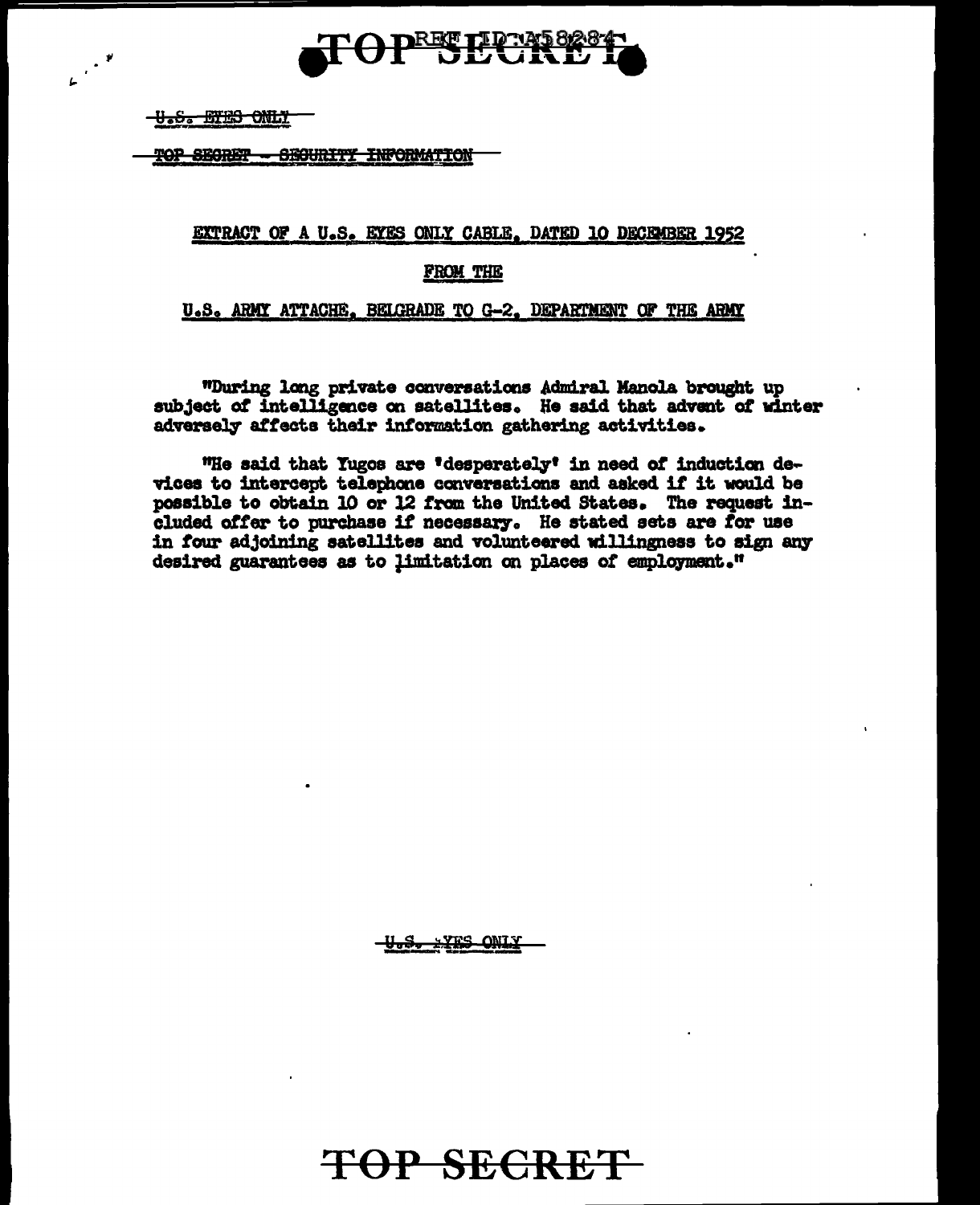TOP SECRET

~~U.S. EYES ONLY~~

~~TOP SECRET - SECURITY INFORMATION~~

EXTRACT OF A U.S. EYES ONLY CABLE, DATED 10 DECEMBER 1952

FROM THE

U.S. ARMY ATTACHE, BELGRADE TO G-2, DEPARTMENT OF THE ARMY

"During long private conversations Admiral Manola brought up subject of intelligence on satellites. He said that advent of winter adversely affects their information gathering activities.

"He said that Yugos are 'desperately' in need of induction devices to intercept telephone conversations and asked if it would be possible to obtain 10 or 12 from the United States. The request included offer to purchase if necessary. He stated sets are for use in four adjoining satellites and volunteered willingness to sign any desired guarantees as to limitation on places of employment."

~~U.S. EYES ONLY~~

TOP SECRET